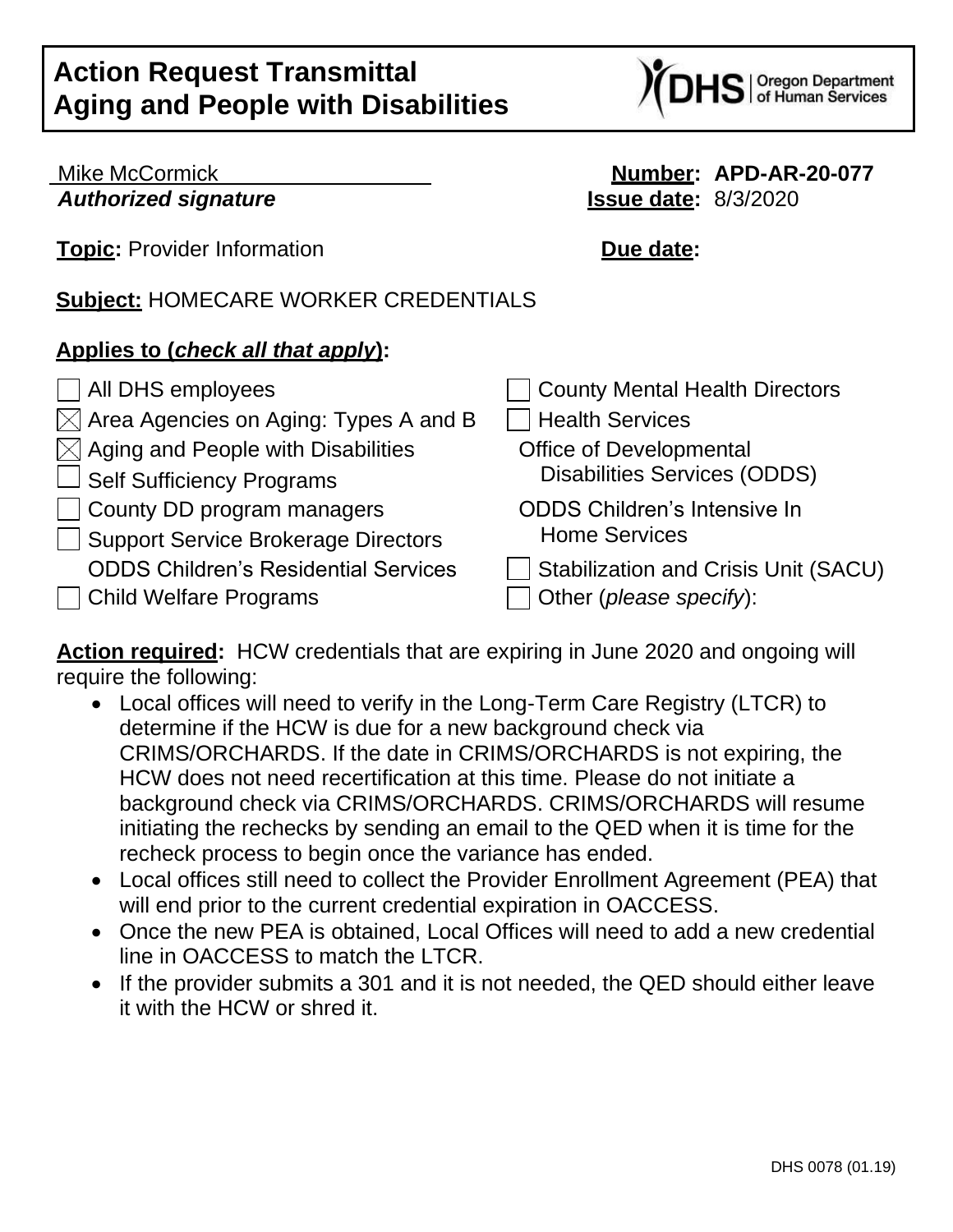# Action Request Transmittal
# Aging and People with Disabilities

Mike McCormick
***Authorized signature***

**Number: APD-AR-20-077**
**Issue date:** 8/3/2020

**Topic:** Provider Information

**Due date:**

**Subject:** HOMECARE WORKER CREDENTIALS

**Applies to (*check all that apply*):**

- ☐ All DHS employees
- ☒ Area Agencies on Aging: Types A and B
- ☒ Aging and People with Disabilities
- ☐ Self Sufficiency Programs
- ☐ County DD program managers
- ☐ Support Service Brokerage Directors
- ODDS Children's Residential Services
- ☐ Child Welfare Programs
- ☐ County Mental Health Directors
- ☐ Health Services
- Office of Developmental Disabilities Services (ODDS)
- ODDS Children's Intensive In Home Services
- ☐ Stabilization and Crisis Unit (SACU)
- ☐ Other (*please specify*):

**Action required:** HCW credentials that are expiring in June 2020 and ongoing will require the following:

- Local offices will need to verify in the Long-Term Care Registry (LTCR) to determine if the HCW is due for a new background check via CRIMS/ORCHARDS. If the date in CRIMS/ORCHARDS is not expiring, the HCW does not need recertification at this time. Please do not initiate a background check via CRIMS/ORCHARDS. CRIMS/ORCHARDS will resume initiating the rechecks by sending an email to the QED when it is time for the recheck process to begin once the variance has ended.
- Local offices still need to collect the Provider Enrollment Agreement (PEA) that will end prior to the current credential expiration in OACCESS.
- Once the new PEA is obtained, Local Offices will need to add a new credential line in OACCESS to match the LTCR.
- If the provider submits a 301 and it is not needed, the QED should either leave it with the HCW or shred it.

DHS 0078 (01.19)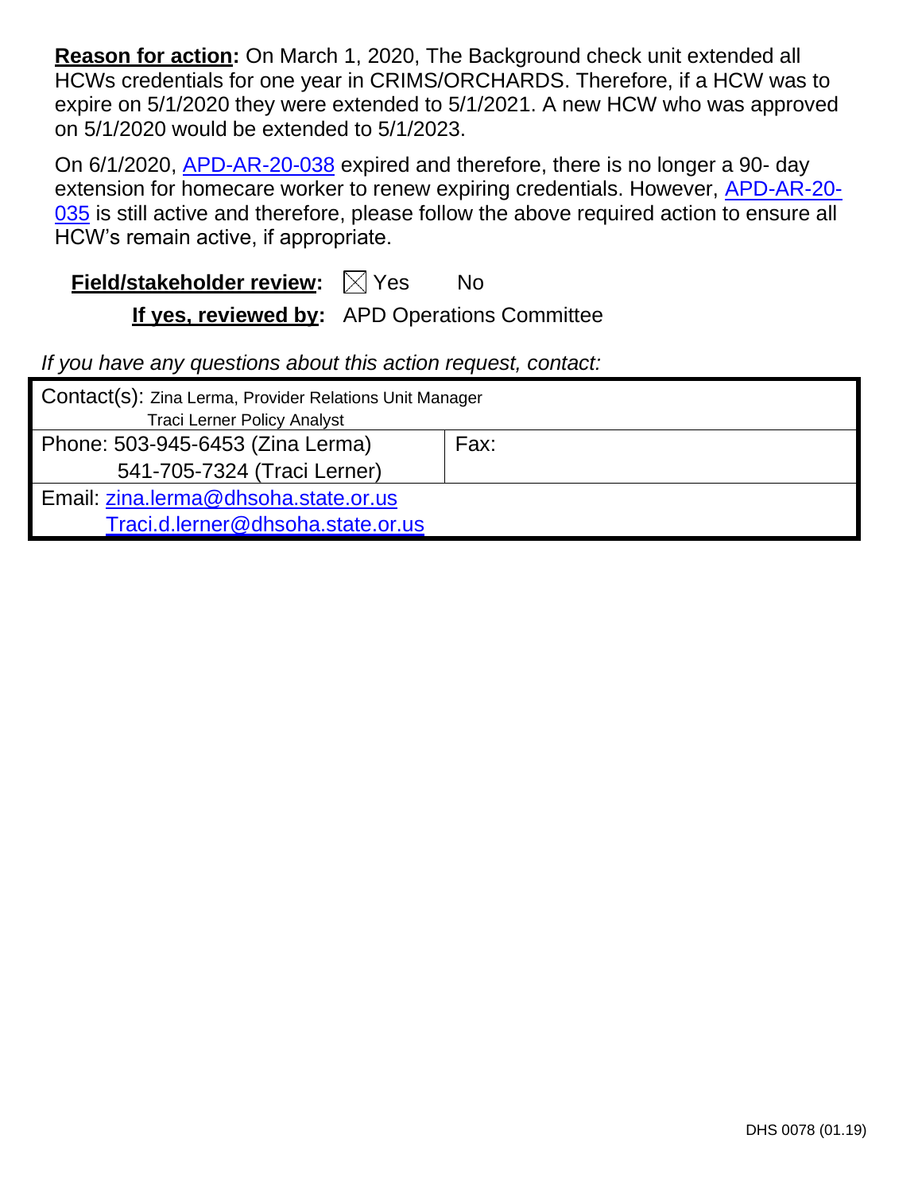**Reason for action:** On March 1, 2020, The Background check unit extended all HCWs credentials for one year in CRIMS/ORCHARDS. Therefore, if a HCW was to expire on 5/1/2020 they were extended to 5/1/2021. A new HCW who was approved on 5/1/2020 would be extended to 5/1/2023.

On 6/1/2020, [APD-AR-20-038]() expired and therefore, there is no longer a 90- day extension for homecare worker to renew expiring credentials. However, [APD-AR-20-035]() is still active and therefore, please follow the above required action to ensure all HCW's remain active, if appropriate.

**Field/stakeholder review:** ☒ Yes ☐ No

**If yes, reviewed by:** APD Operations Committee

*If you have any questions about this action request, contact:*

| | |
|---|---|
| Contact(s): Zina Lerma, Provider Relations Unit Manager<br>Traci Lerner Policy Analyst | |
| Phone: 503-945-6453 (Zina Lerma)<br>541-705-7324 (Traci Lerner) | Fax: |
| Email: zina.lerma@dhsoha.state.or.us<br>Traci.d.lerner@dhsoha.state.or.us | |

DHS 0078 (01.19)